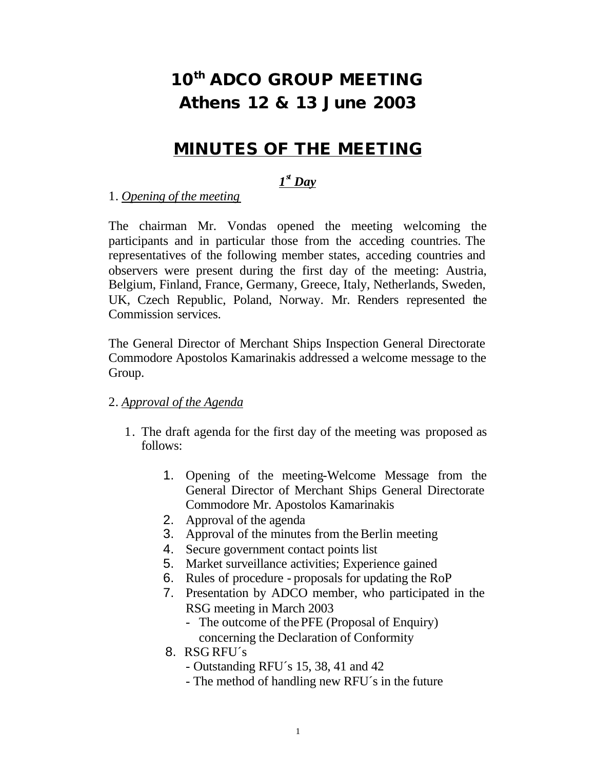# 10th ADCO GROUP MEETING
# Athens 12 & 13 June 2003

## MINUTES OF THE MEETING

### *1st Day*

1. *Opening of the meeting*

The chairman Mr. Vondas opened the meeting welcoming the participants and in particular those from the acceding countries. The representatives of the following member states, acceding countries and observers were present during the first day of the meeting: Austria, Belgium, Finland, France, Germany, Greece, Italy, Netherlands, Sweden, UK, Czech Republic, Poland, Norway. Mr. Renders represented the Commission services.

The General Director of Merchant Ships Inspection General Directorate Commodore Apostolos Kamarinakis addressed a welcome message to the Group.

2. *Approval of the Agenda*

1. The draft agenda for the first day of the meeting was proposed as follows:

    1. Opening of the meeting-Welcome Message from the General Director of Merchant Ships General Directorate Commodore Mr. Apostolos Kamarinakis
    2. Approval of the agenda
    3. Approval of the minutes from the Berlin meeting
    4. Secure government contact points list
    5. Market surveillance activities; Experience gained
    6. Rules of procedure - proposals for updating the RoP
    7. Presentation by ADCO member, who participated in the RSG meeting in March 2003
        - The outcome of the PFE (Proposal of Enquiry) concerning the Declaration of Conformity
    8. RSG RFU´s
        - Outstanding RFU´s 15, 38, 41 and 42
        - The method of handling new RFU´s in the future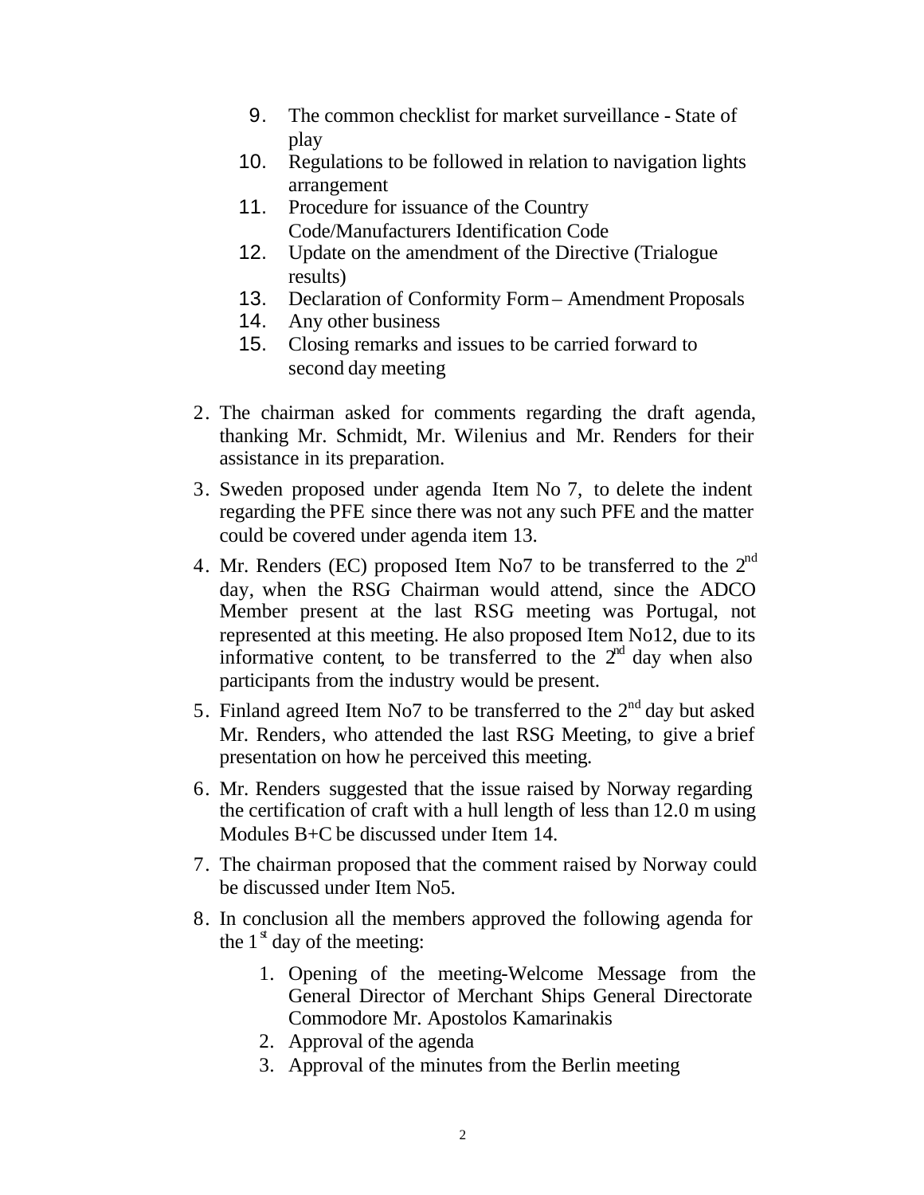9. The common checklist for market surveillance - State of play
10. Regulations to be followed in relation to navigation lights arrangement
11. Procedure for issuance of the Country Code/Manufacturers Identification Code
12. Update on the amendment of the Directive (Trialogue results)
13. Declaration of Conformity Form – Amendment Proposals
14. Any other business
15. Closing remarks and issues to be carried forward to second day meeting

2. The chairman asked for comments regarding the draft agenda, thanking Mr. Schmidt, Mr. Wilenius and Mr. Renders for their assistance in its preparation.

3. Sweden proposed under agenda Item No 7, to delete the indent regarding the PFE since there was not any such PFE and the matter could be covered under agenda item 13.

4. Mr. Renders (EC) proposed Item No7 to be transferred to the 2nd day, when the RSG Chairman would attend, since the ADCO Member present at the last RSG meeting was Portugal, not represented at this meeting. He also proposed Item No12, due to its informative content, to be transferred to the 2nd day when also participants from the industry would be present.

5. Finland agreed Item No7 to be transferred to the 2nd day but asked Mr. Renders, who attended the last RSG Meeting, to give a brief presentation on how he perceived this meeting.

6. Mr. Renders suggested that the issue raised by Norway regarding the certification of craft with a hull length of less than 12.0 m using Modules B+C be discussed under Item 14.

7. The chairman proposed that the comment raised by Norway could be discussed under Item No5.

8. In conclusion all the members approved the following agenda for the 1st day of the meeting:

   1. Opening of the meeting-Welcome Message from the General Director of Merchant Ships General Directorate Commodore Mr. Apostolos Kamarinakis
   2. Approval of the agenda
   3. Approval of the minutes from the Berlin meeting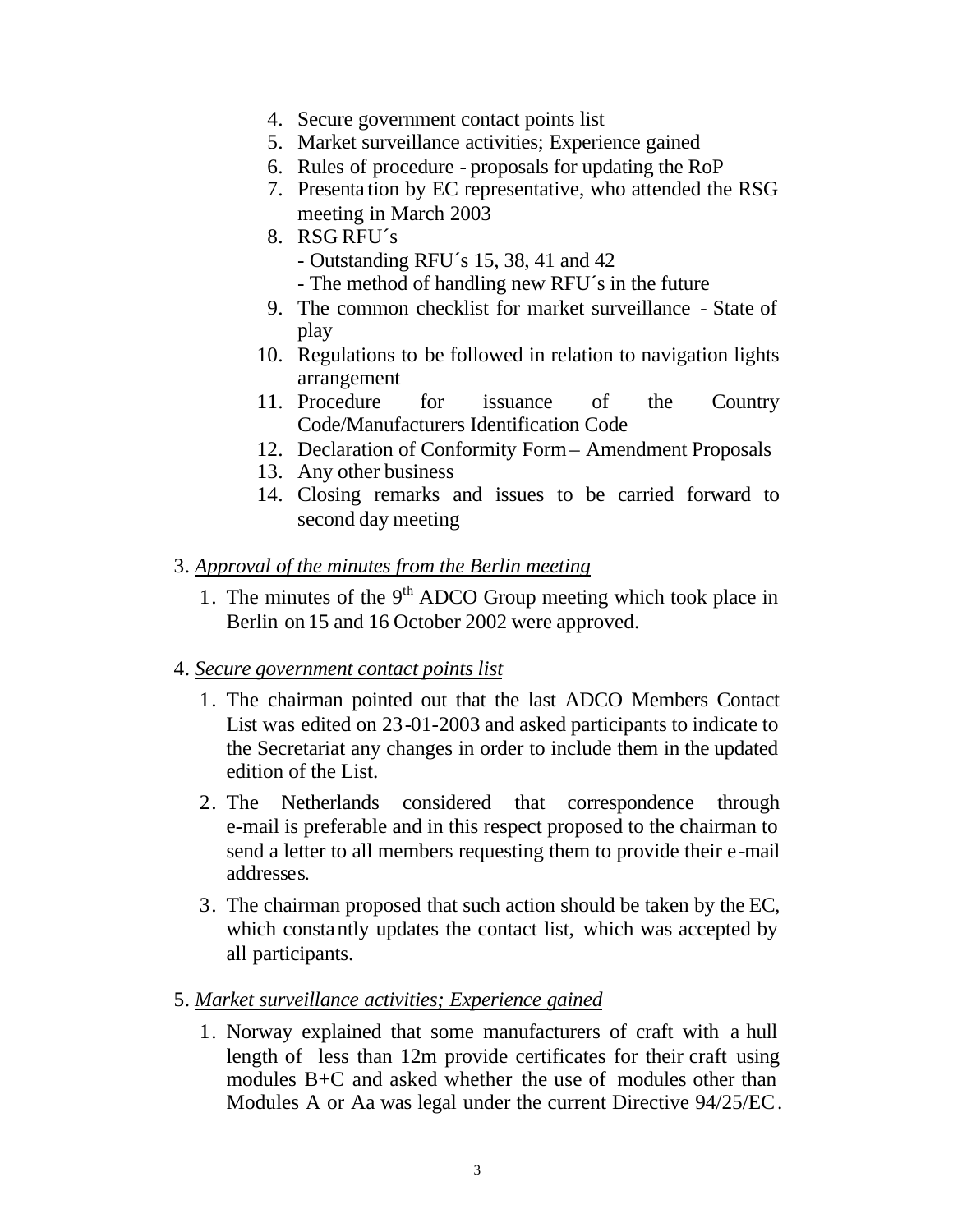4. Secure government contact points list
5. Market surveillance activities; Experience gained
6. Rules of procedure - proposals for updating the RoP
7. Presentation by EC representative, who attended the RSG meeting in March 2003
8. RSG RFU´s
   - Outstanding RFU´s 15, 38, 41 and 42
   - The method of handling new RFU´s in the future
9. The common checklist for market surveillance - State of play
10. Regulations to be followed in relation to navigation lights arrangement
11. Procedure for issuance of the Country Code/Manufacturers Identification Code
12. Declaration of Conformity Form – Amendment Proposals
13. Any other business
14. Closing remarks and issues to be carried forward to second day meeting

3. *Approval of the minutes from the Berlin meeting*

   1. The minutes of the 9th ADCO Group meeting which took place in Berlin on 15 and 16 October 2002 were approved.

4. *Secure government contact points list*

   1. The chairman pointed out that the last ADCO Members Contact List was edited on 23-01-2003 and asked participants to indicate to the Secretariat any changes in order to include them in the updated edition of the List.

   2. The Netherlands considered that correspondence through e-mail is preferable and in this respect proposed to the chairman to send a letter to all members requesting them to provide their e-mail addresses.

   3. The chairman proposed that such action should be taken by the EC, which constantly updates the contact list, which was accepted by all participants.

5. *Market surveillance activities; Experience gained*

   1. Norway explained that some manufacturers of craft with a hull length of less than 12m provide certificates for their craft using modules B+C and asked whether the use of modules other than Modules A or Aa was legal under the current Directive 94/25/EC.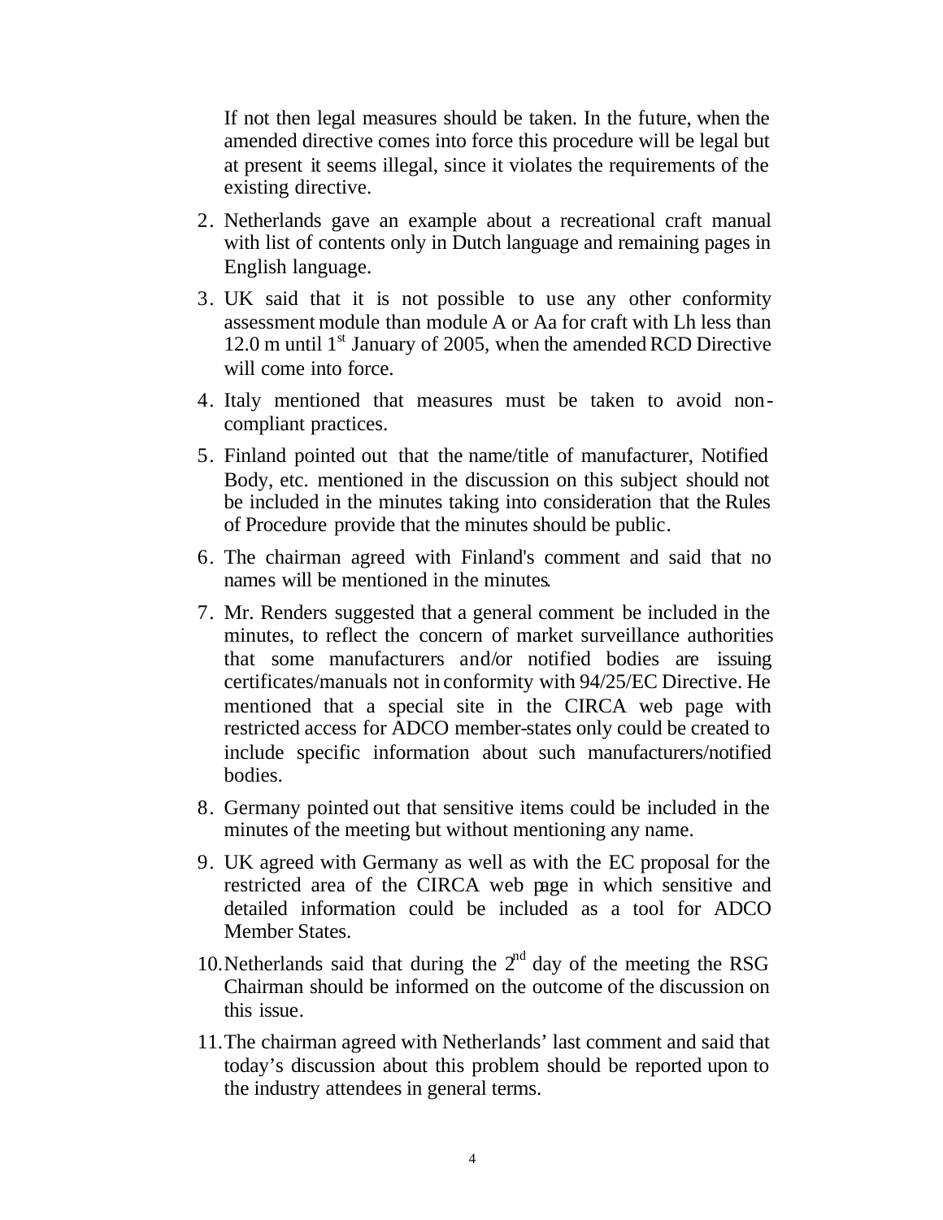If not then legal measures should be taken. In the future, when the amended directive comes into force this procedure will be legal but at present it seems illegal, since it violates the requirements of the existing directive.

2. Netherlands gave an example about a recreational craft manual with list of contents only in Dutch language and remaining pages in English language.
3. UK said that it is not possible to use any other conformity assessment module than module A or Aa for craft with Lh less than 12.0 m until 1st January of 2005, when the amended RCD Directive will come into force.
4. Italy mentioned that measures must be taken to avoid non-compliant practices.
5. Finland pointed out that the name/title of manufacturer, Notified Body, etc. mentioned in the discussion on this subject should not be included in the minutes taking into consideration that the Rules of Procedure provide that the minutes should be public.
6. The chairman agreed with Finland's comment and said that no names will be mentioned in the minutes.
7. Mr. Renders suggested that a general comment be included in the minutes, to reflect the concern of market surveillance authorities that some manufacturers and/or notified bodies are issuing certificates/manuals not in conformity with 94/25/EC Directive. He mentioned that a special site in the CIRCA web page with restricted access for ADCO member-states only could be created to include specific information about such manufacturers/notified bodies.
8. Germany pointed out that sensitive items could be included in the minutes of the meeting but without mentioning any name.
9. UK agreed with Germany as well as with the EC proposal for the restricted area of the CIRCA web page in which sensitive and detailed information could be included as a tool for ADCO Member States.
10. Netherlands said that during the 2nd day of the meeting the RSG Chairman should be informed on the outcome of the discussion on this issue.
11. The chairman agreed with Netherlands' last comment and said that today's discussion about this problem should be reported upon to the industry attendees in general terms.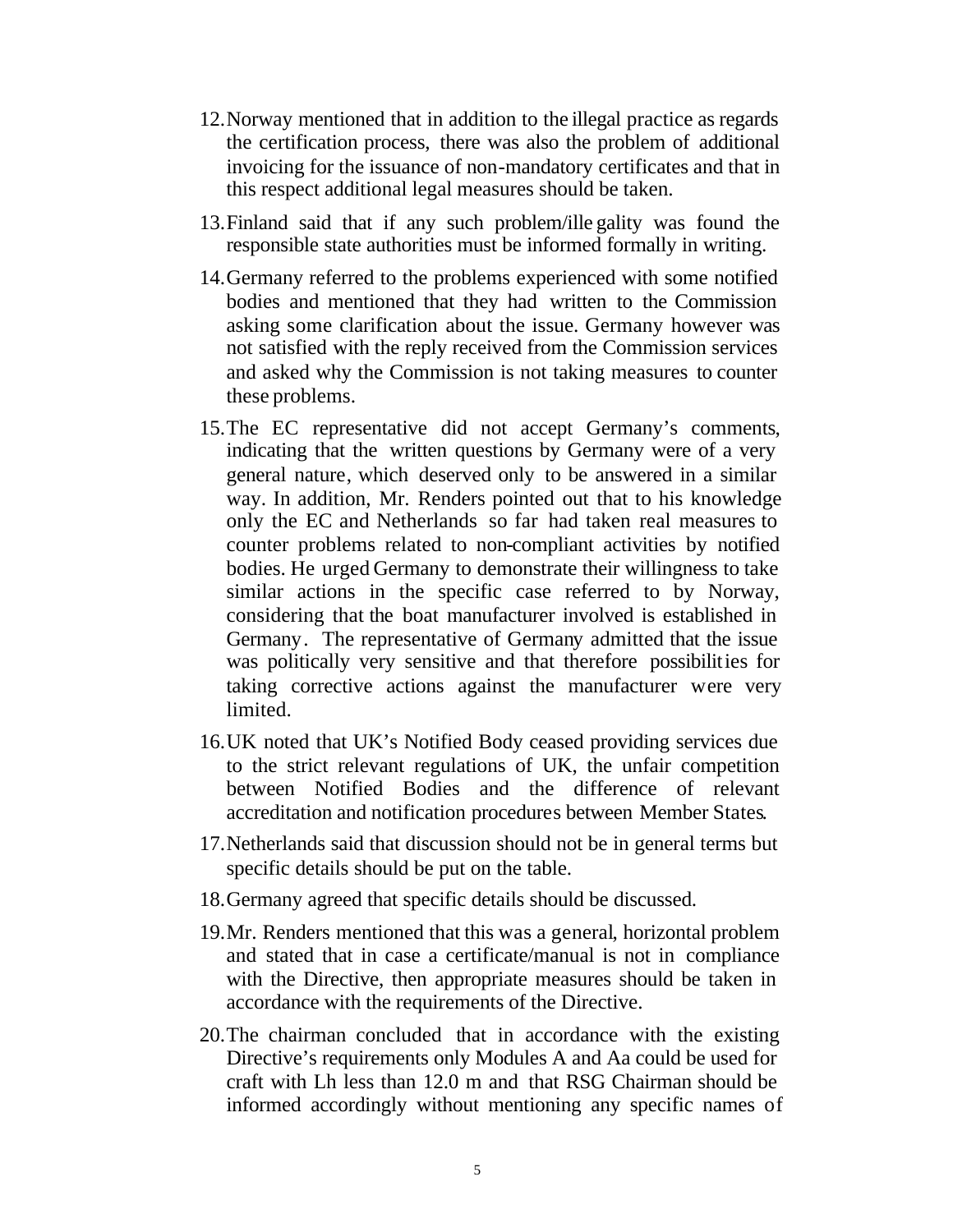12. Norway mentioned that in addition to the illegal practice as regards the certification process, there was also the problem of additional invoicing for the issuance of non-mandatory certificates and that in this respect additional legal measures should be taken.

13. Finland said that if any such problem/illegality was found the responsible state authorities must be informed formally in writing.

14. Germany referred to the problems experienced with some notified bodies and mentioned that they had written to the Commission asking some clarification about the issue. Germany however was not satisfied with the reply received from the Commission services and asked why the Commission is not taking measures to counter these problems.

15. The EC representative did not accept Germany's comments, indicating that the written questions by Germany were of a very general nature, which deserved only to be answered in a similar way. In addition, Mr. Renders pointed out that to his knowledge only the EC and Netherlands so far had taken real measures to counter problems related to non-compliant activities by notified bodies. He urged Germany to demonstrate their willingness to take similar actions in the specific case referred to by Norway, considering that the boat manufacturer involved is established in Germany. The representative of Germany admitted that the issue was politically very sensitive and that therefore possibilities for taking corrective actions against the manufacturer were very limited.

16. UK noted that UK's Notified Body ceased providing services due to the strict relevant regulations of UK, the unfair competition between Notified Bodies and the difference of relevant accreditation and notification procedures between Member States.

17. Netherlands said that discussion should not be in general terms but specific details should be put on the table.

18. Germany agreed that specific details should be discussed.

19. Mr. Renders mentioned that this was a general, horizontal problem and stated that in case a certificate/manual is not in compliance with the Directive, then appropriate measures should be taken in accordance with the requirements of the Directive.

20. The chairman concluded that in accordance with the existing Directive's requirements only Modules A and Aa could be used for craft with Lh less than 12.0 m and that RSG Chairman should be informed accordingly without mentioning any specific names of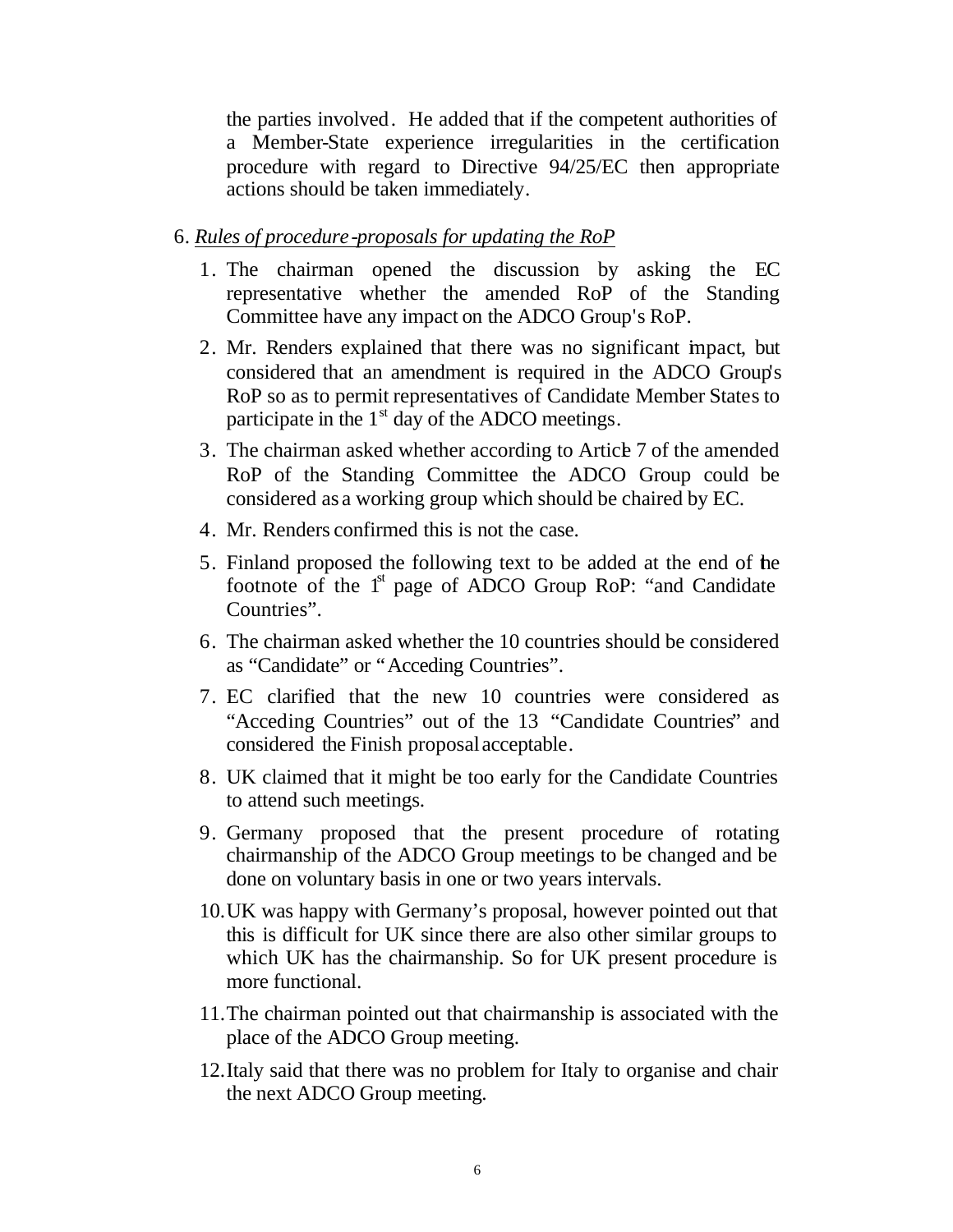the parties involved. He added that if the competent authorities of a Member-State experience irregularities in the certification procedure with regard to Directive 94/25/EC then appropriate actions should be taken immediately.

6. *Rules of procedure-proposals for updating the RoP*

   1. The chairman opened the discussion by asking the EC representative whether the amended RoP of the Standing Committee have any impact on the ADCO Group's RoP.
   2. Mr. Renders explained that there was no significant impact, but considered that an amendment is required in the ADCO Group's RoP so as to permit representatives of Candidate Member States to participate in the 1st day of the ADCO meetings.
   3. The chairman asked whether according to Article 7 of the amended RoP of the Standing Committee the ADCO Group could be considered as a working group which should be chaired by EC.
   4. Mr. Renders confirmed this is not the case.
   5. Finland proposed the following text to be added at the end of the footnote of the 1st page of ADCO Group RoP: "and Candidate Countries".
   6. The chairman asked whether the 10 countries should be considered as "Candidate" or "Acceding Countries".
   7. EC clarified that the new 10 countries were considered as "Acceding Countries" out of the 13 "Candidate Countries" and considered the Finish proposal acceptable.
   8. UK claimed that it might be too early for the Candidate Countries to attend such meetings.
   9. Germany proposed that the present procedure of rotating chairmanship of the ADCO Group meetings to be changed and be done on voluntary basis in one or two years intervals.
   10. UK was happy with Germany's proposal, however pointed out that this is difficult for UK since there are also other similar groups to which UK has the chairmanship. So for UK present procedure is more functional.
   11. The chairman pointed out that chairmanship is associated with the place of the ADCO Group meeting.
   12. Italy said that there was no problem for Italy to organise and chair the next ADCO Group meeting.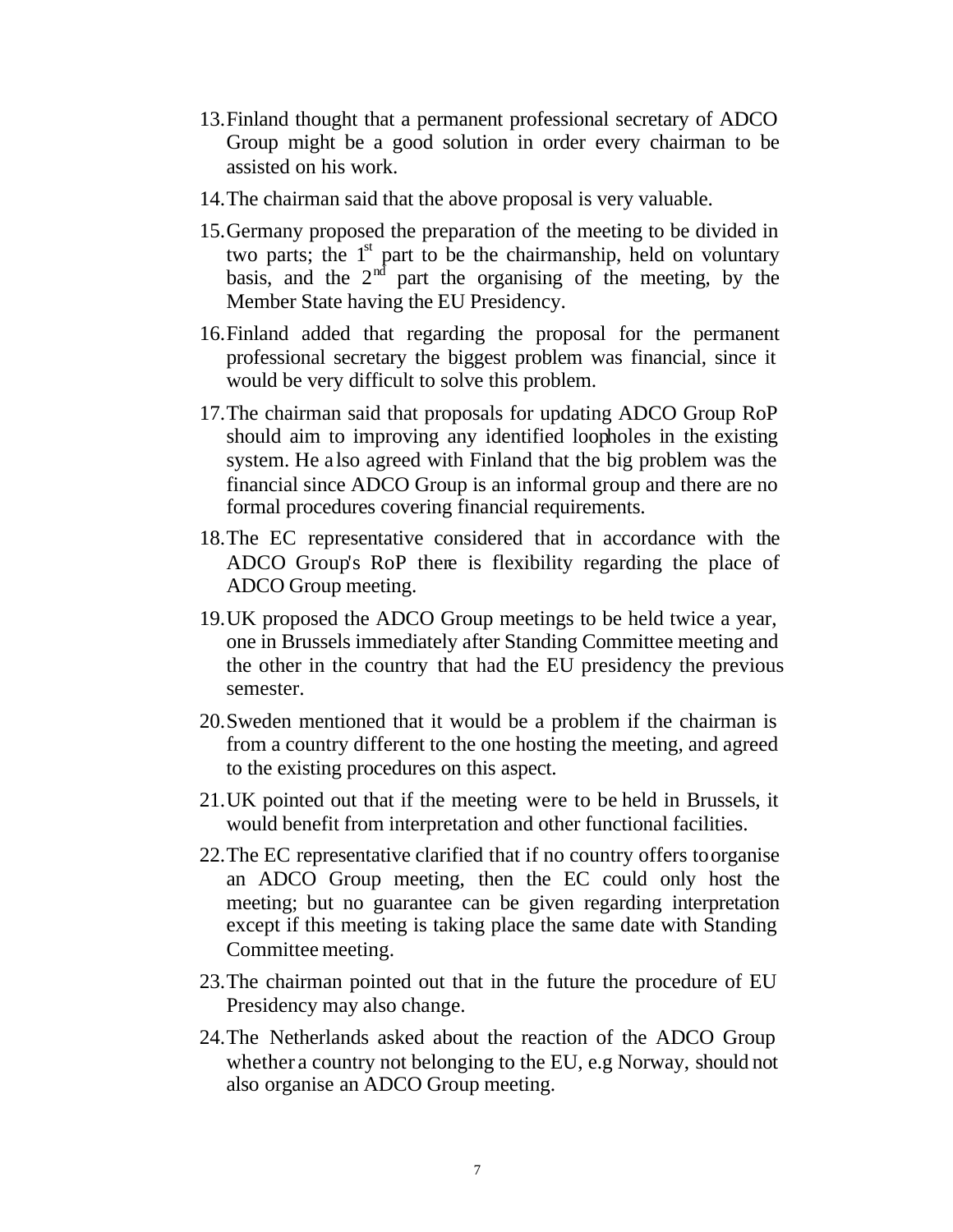13. Finland thought that a permanent professional secretary of ADCO Group might be a good solution in order every chairman to be assisted on his work.

14. The chairman said that the above proposal is very valuable.

15. Germany proposed the preparation of the meeting to be divided in two parts; the 1st part to be the chairmanship, held on voluntary basis, and the 2nd part the organising of the meeting, by the Member State having the EU Presidency.

16. Finland added that regarding the proposal for the permanent professional secretary the biggest problem was financial, since it would be very difficult to solve this problem.

17. The chairman said that proposals for updating ADCO Group RoP should aim to improving any identified loopholes in the existing system. He also agreed with Finland that the big problem was the financial since ADCO Group is an informal group and there are no formal procedures covering financial requirements.

18. The EC representative considered that in accordance with the ADCO Group's RoP there is flexibility regarding the place of ADCO Group meeting.

19. UK proposed the ADCO Group meetings to be held twice a year, one in Brussels immediately after Standing Committee meeting and the other in the country that had the EU presidency the previous semester.

20. Sweden mentioned that it would be a problem if the chairman is from a country different to the one hosting the meeting, and agreed to the existing procedures on this aspect.

21. UK pointed out that if the meeting were to be held in Brussels, it would benefit from interpretation and other functional facilities.

22. The EC representative clarified that if no country offers to organise an ADCO Group meeting, then the EC could only host the meeting; but no guarantee can be given regarding interpretation except if this meeting is taking place the same date with Standing Committee meeting.

23. The chairman pointed out that in the future the procedure of EU Presidency may also change.

24. The Netherlands asked about the reaction of the ADCO Group whether a country not belonging to the EU, e.g Norway, should not also organise an ADCO Group meeting.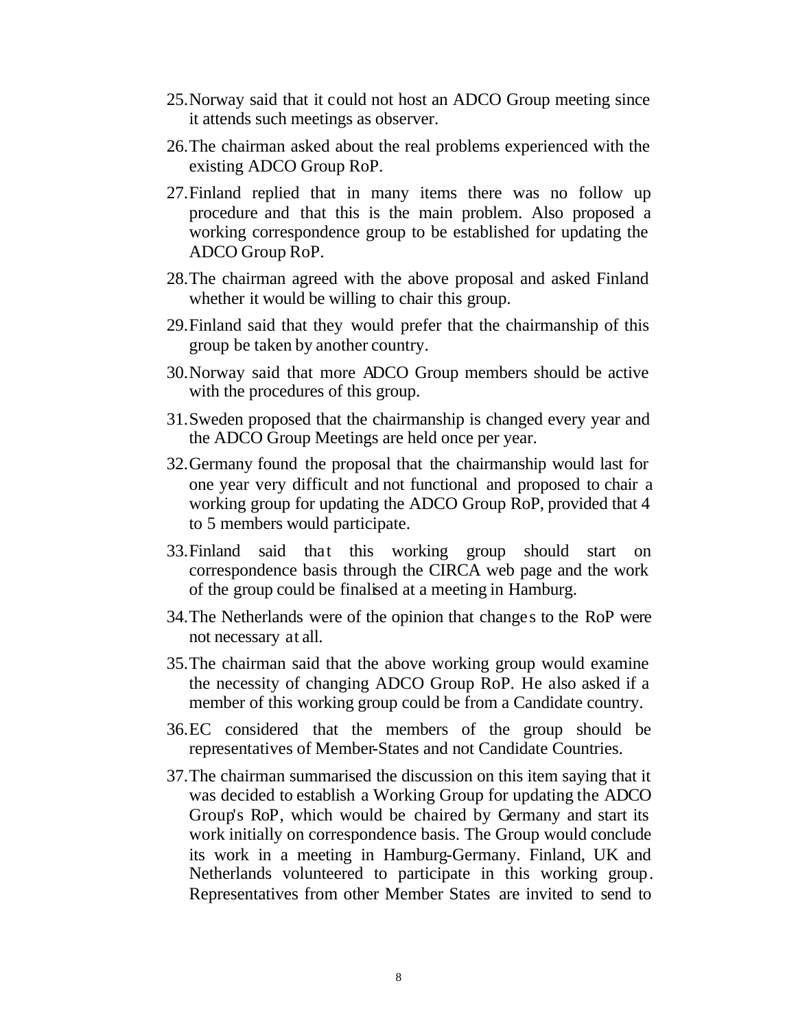25. Norway said that it could not host an ADCO Group meeting since it attends such meetings as observer.

26. The chairman asked about the real problems experienced with the existing ADCO Group RoP.

27. Finland replied that in many items there was no follow up procedure and that this is the main problem. Also proposed a working correspondence group to be established for updating the ADCO Group RoP.

28. The chairman agreed with the above proposal and asked Finland whether it would be willing to chair this group.

29. Finland said that they would prefer that the chairmanship of this group be taken by another country.

30. Norway said that more ADCO Group members should be active with the procedures of this group.

31. Sweden proposed that the chairmanship is changed every year and the ADCO Group Meetings are held once per year.

32. Germany found the proposal that the chairmanship would last for one year very difficult and not functional and proposed to chair a working group for updating the ADCO Group RoP, provided that 4 to 5 members would participate.

33. Finland said that this working group should start on correspondence basis through the CIRCA web page and the work of the group could be finalised at a meeting in Hamburg.

34. The Netherlands were of the opinion that changes to the RoP were not necessary at all.

35. The chairman said that the above working group would examine the necessity of changing ADCO Group RoP. He also asked if a member of this working group could be from a Candidate country.

36. EC considered that the members of the group should be representatives of Member-States and not Candidate Countries.

37. The chairman summarised the discussion on this item saying that it was decided to establish a Working Group for updating the ADCO Group's RoP, which would be chaired by Germany and start its work initially on correspondence basis. The Group would conclude its work in a meeting in Hamburg-Germany. Finland, UK and Netherlands volunteered to participate in this working group. Representatives from other Member States are invited to send to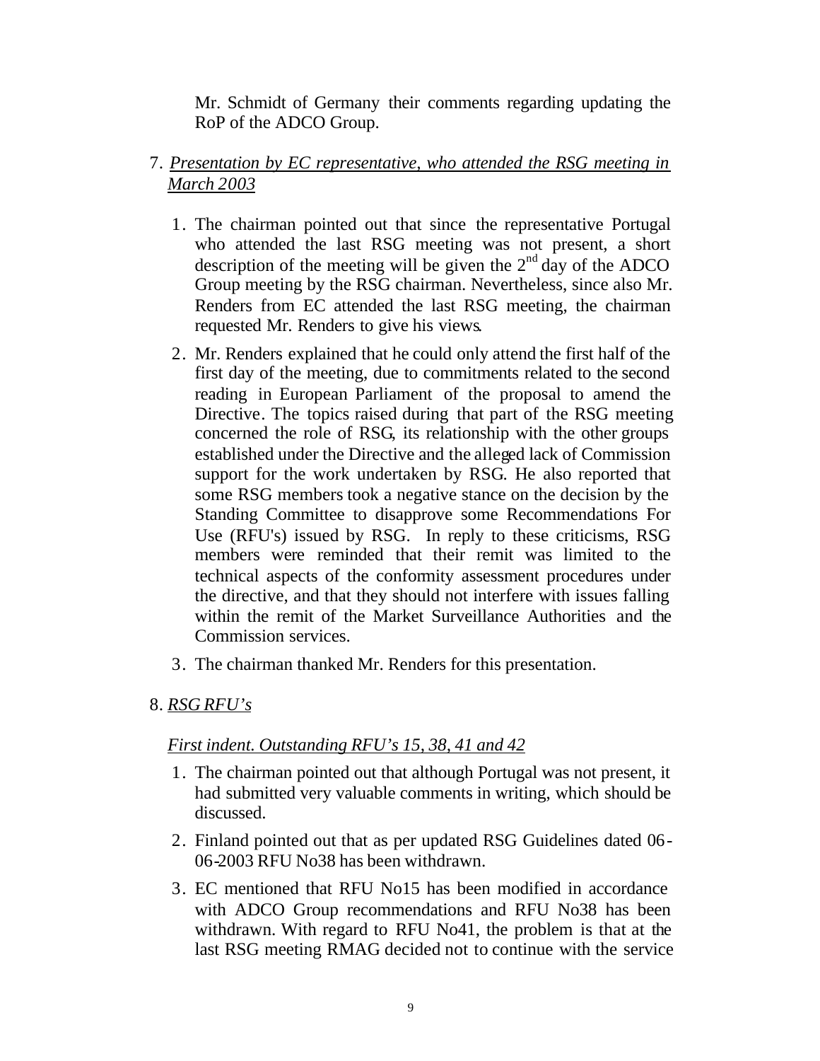Mr. Schmidt of Germany their comments regarding updating the RoP of the ADCO Group.

7. *Presentation by EC representative, who attended the RSG meeting in March 2003*

   1. The chairman pointed out that since the representative Portugal who attended the last RSG meeting was not present, a short description of the meeting will be given the 2nd day of the ADCO Group meeting by the RSG chairman. Nevertheless, since also Mr. Renders from EC attended the last RSG meeting, the chairman requested Mr. Renders to give his views.
   2. Mr. Renders explained that he could only attend the first half of the first day of the meeting, due to commitments related to the second reading in European Parliament of the proposal to amend the Directive. The topics raised during that part of the RSG meeting concerned the role of RSG, its relationship with the other groups established under the Directive and the alleged lack of Commission support for the work undertaken by RSG. He also reported that some RSG members took a negative stance on the decision by the Standing Committee to disapprove some Recommendations For Use (RFU's) issued by RSG. In reply to these criticisms, RSG members were reminded that their remit was limited to the technical aspects of the conformity assessment procedures under the directive, and that they should not interfere with issues falling within the remit of the Market Surveillance Authorities and the Commission services.
   3. The chairman thanked Mr. Renders for this presentation.

8. *RSG RFU's*

   *First indent. Outstanding RFU's 15, 38, 41 and 42*

   1. The chairman pointed out that although Portugal was not present, it had submitted very valuable comments in writing, which should be discussed.
   2. Finland pointed out that as per updated RSG Guidelines dated 06-06-2003 RFU No38 has been withdrawn.
   3. EC mentioned that RFU No15 has been modified in accordance with ADCO Group recommendations and RFU No38 has been withdrawn. With regard to RFU No41, the problem is that at the last RSG meeting RMAG decided not to continue with the service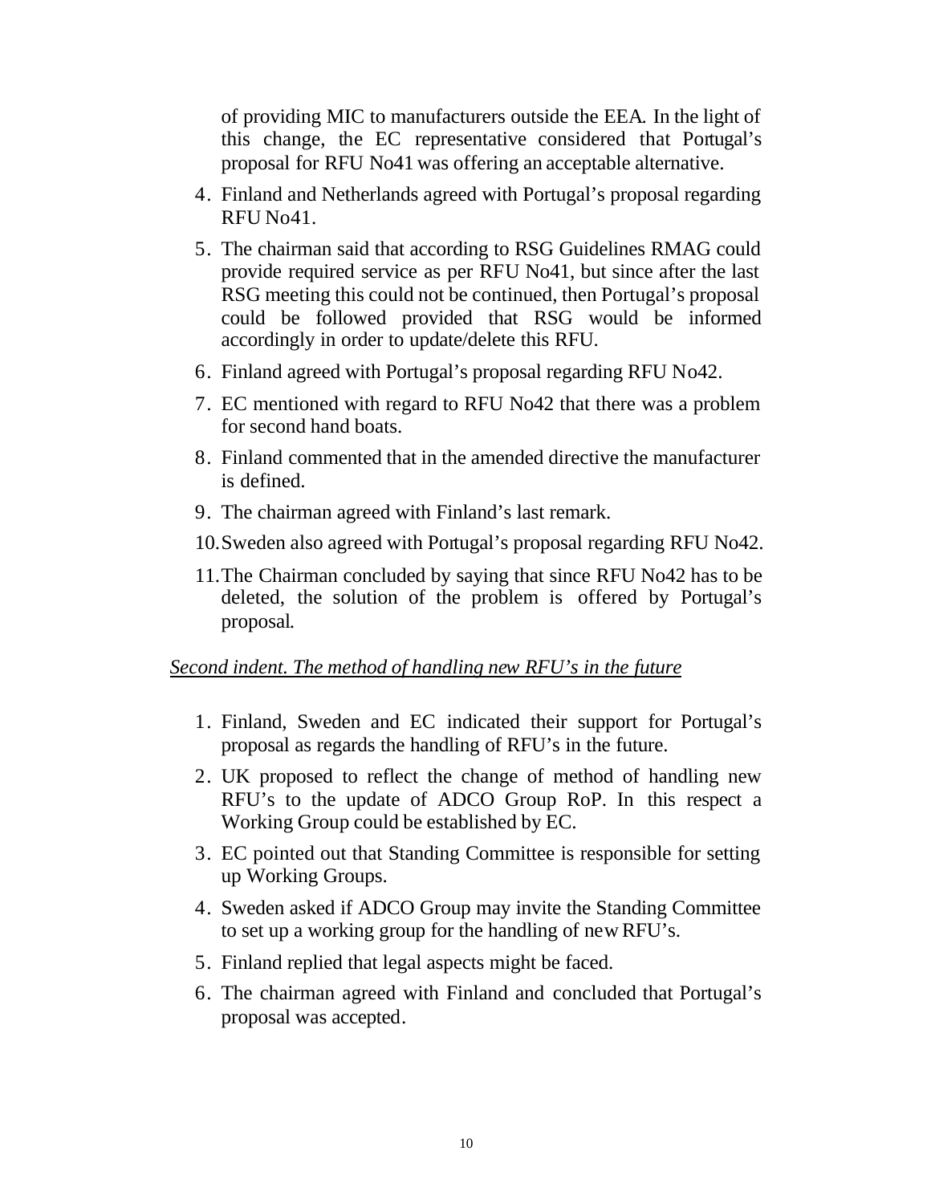of providing MIC to manufacturers outside the EEA. In the light of this change, the EC representative considered that Portugal's proposal for RFU No41 was offering an acceptable alternative.

4. Finland and Netherlands agreed with Portugal's proposal regarding RFU No41.
5. The chairman said that according to RSG Guidelines RMAG could provide required service as per RFU No41, but since after the last RSG meeting this could not be continued, then Portugal's proposal could be followed provided that RSG would be informed accordingly in order to update/delete this RFU.
6. Finland agreed with Portugal's proposal regarding RFU No42.
7. EC mentioned with regard to RFU No42 that there was a problem for second hand boats.
8. Finland commented that in the amended directive the manufacturer is defined.
9. The chairman agreed with Finland's last remark.
10. Sweden also agreed with Portugal's proposal regarding RFU No42.
11. The Chairman concluded by saying that since RFU No42 has to be deleted, the solution of the problem is offered by Portugal's proposal.

*Second indent. The method of handling new RFU's in the future*

1. Finland, Sweden and EC indicated their support for Portugal's proposal as regards the handling of RFU's in the future.
2. UK proposed to reflect the change of method of handling new RFU's to the update of ADCO Group RoP. In this respect a Working Group could be established by EC.
3. EC pointed out that Standing Committee is responsible for setting up Working Groups.
4. Sweden asked if ADCO Group may invite the Standing Committee to set up a working group for the handling of new RFU's.
5. Finland replied that legal aspects might be faced.
6. The chairman agreed with Finland and concluded that Portugal's proposal was accepted.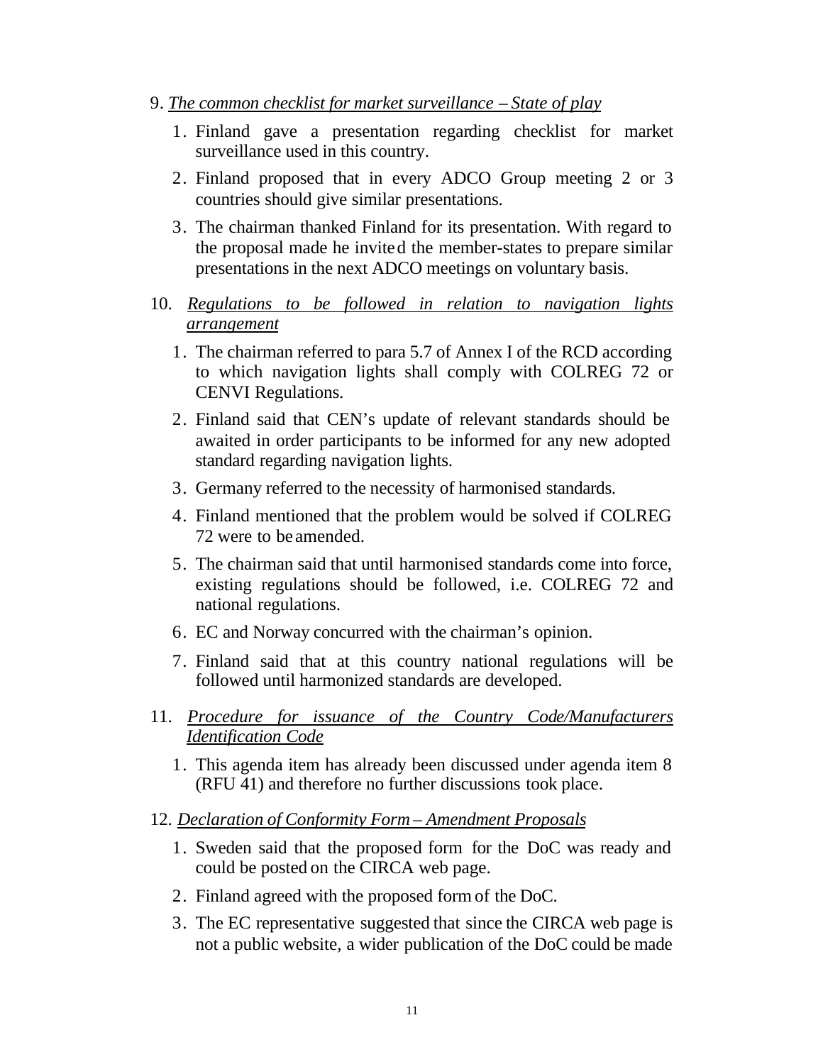9. *<u>The common checklist for market surveillance – State of play</u>*

    1. Finland gave a presentation regarding checklist for market surveillance used in this country.
    2. Finland proposed that in every ADCO Group meeting 2 or 3 countries should give similar presentations.
    3. The chairman thanked Finland for its presentation. With regard to the proposal made he invited the member-states to prepare similar presentations in the next ADCO meetings on voluntary basis.

10. *<u>Regulations to be followed in relation to navigation lights arrangement</u>*

    1. The chairman referred to para 5.7 of Annex I of the RCD according to which navigation lights shall comply with COLREG 72 or CENVI Regulations.
    2. Finland said that CEN's update of relevant standards should be awaited in order participants to be informed for any new adopted standard regarding navigation lights.
    3. Germany referred to the necessity of harmonised standards.
    4. Finland mentioned that the problem would be solved if COLREG 72 were to be amended.
    5. The chairman said that until harmonised standards come into force, existing regulations should be followed, i.e. COLREG 72 and national regulations.
    6. EC and Norway concurred with the chairman's opinion.
    7. Finland said that at this country national regulations will be followed until harmonized standards are developed.

11. *<u>Procedure for issuance of the Country Code/Manufacturers Identification Code</u>*

    1. This agenda item has already been discussed under agenda item 8 (RFU 41) and therefore no further discussions took place.

12. *<u>Declaration of Conformity Form – Amendment Proposals</u>*

    1. Sweden said that the proposed form for the DoC was ready and could be posted on the CIRCA web page.
    2. Finland agreed with the proposed form of the DoC.
    3. The EC representative suggested that since the CIRCA web page is not a public website, a wider publication of the DoC could be made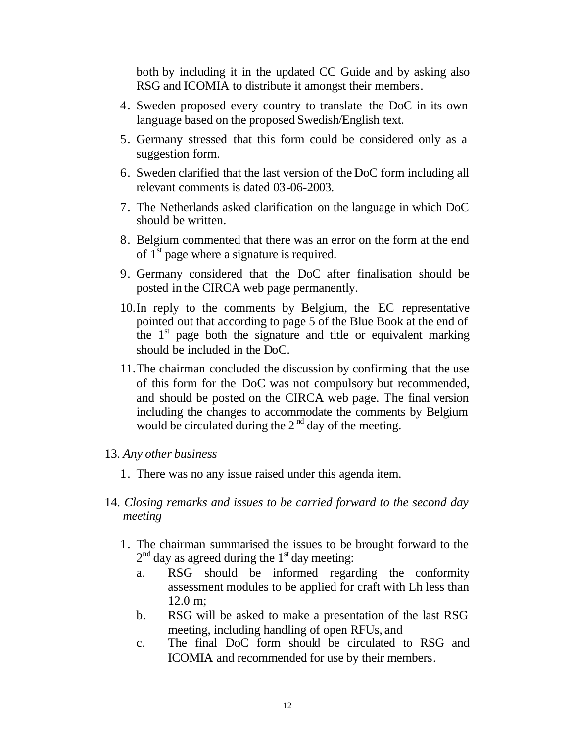both by including it in the updated CC Guide and by asking also RSG and ICOMIA to distribute it amongst their members.

4. Sweden proposed every country to translate the DoC in its own language based on the proposed Swedish/English text.
5. Germany stressed that this form could be considered only as a suggestion form.
6. Sweden clarified that the last version of the DoC form including all relevant comments is dated 03-06-2003.
7. The Netherlands asked clarification on the language in which DoC should be written.
8. Belgium commented that there was an error on the form at the end of 1st page where a signature is required.
9. Germany considered that the DoC after finalisation should be posted in the CIRCA web page permanently.
10. In reply to the comments by Belgium, the EC representative pointed out that according to page 5 of the Blue Book at the end of the 1st page both the signature and title or equivalent marking should be included in the DoC.
11. The chairman concluded the discussion by confirming that the use of this form for the DoC was not compulsory but recommended, and should be posted on the CIRCA web page. The final version including the changes to accommodate the comments by Belgium would be circulated during the 2nd day of the meeting.

13. <u>*Any other business*</u>

1. There was no any issue raised under this agenda item.

14. *Closing remarks and issues to be carried forward to the second day <u>meeting</u>*

1. The chairman summarised the issues to be brought forward to the 2nd day as agreed during the 1st day meeting:
   a. RSG should be informed regarding the conformity assessment modules to be applied for craft with Lh less than 12.0 m;
   b. RSG will be asked to make a presentation of the last RSG meeting, including handling of open RFUs, and
   c. The final DoC form should be circulated to RSG and ICOMIA and recommended for use by their members.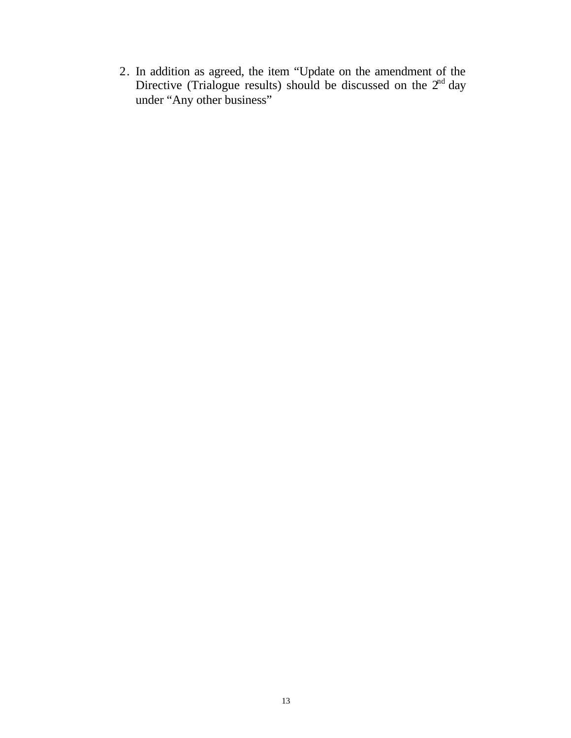2. In addition as agreed, the item "Update on the amendment of the Directive (Trialogue results) should be discussed on the 2nd day under "Any other business"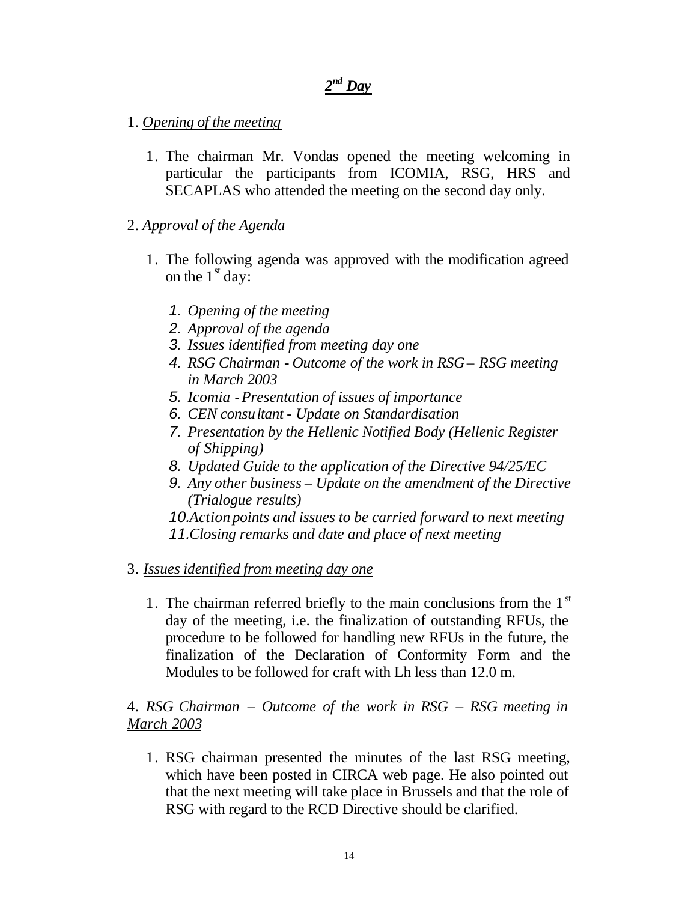## *2nd Day*

1. *Opening of the meeting*

   1. The chairman Mr. Vondas opened the meeting welcoming in particular the participants from ICOMIA, RSG, HRS and SECAPLAS who attended the meeting on the second day only.

2. *Approval of the Agenda*

   1. The following agenda was approved with the modification agreed on the 1st day:

      1. *Opening of the meeting*
      2. *Approval of the agenda*
      3. *Issues identified from meeting day one*
      4. *RSG Chairman - Outcome of the work in RSG – RSG meeting in March 2003*
      5. *Icomia - Presentation of issues of importance*
      6. *CEN consultant - Update on Standardisation*
      7. *Presentation by the Hellenic Notified Body (Hellenic Register of Shipping)*
      8. *Updated Guide to the application of the Directive 94/25/EC*
      9. *Any other business – Update on the amendment of the Directive (Trialogue results)*
      10. *Action points and issues to be carried forward to next meeting*
      11. *Closing remarks and date and place of next meeting*

3. *Issues identified from meeting day one*

   1. The chairman referred briefly to the main conclusions from the 1st day of the meeting, i.e. the finalization of outstanding RFUs, the procedure to be followed for handling new RFUs in the future, the finalization of the Declaration of Conformity Form and the Modules to be followed for craft with Lh less than 12.0 m.

4. *RSG Chairman – Outcome of the work in RSG – RSG meeting in March 2003*

   1. RSG chairman presented the minutes of the last RSG meeting, which have been posted in CIRCA web page. He also pointed out that the next meeting will take place in Brussels and that the role of RSG with regard to the RCD Directive should be clarified.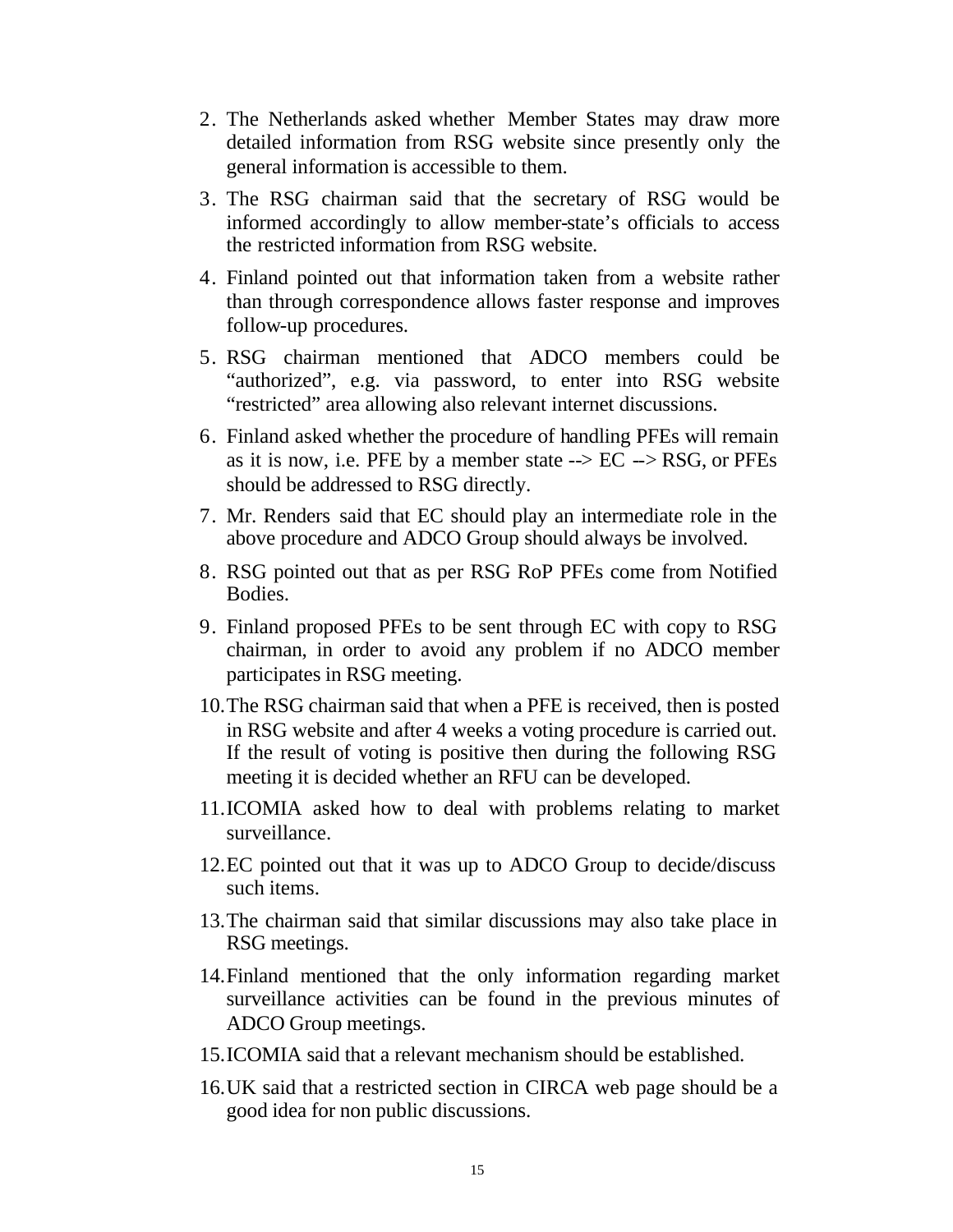2. The Netherlands asked whether Member States may draw more detailed information from RSG website since presently only the general information is accessible to them.
3. The RSG chairman said that the secretary of RSG would be informed accordingly to allow member-state's officials to access the restricted information from RSG website.
4. Finland pointed out that information taken from a website rather than through correspondence allows faster response and improves follow-up procedures.
5. RSG chairman mentioned that ADCO members could be "authorized", e.g. via password, to enter into RSG website "restricted" area allowing also relevant internet discussions.
6. Finland asked whether the procedure of handling PFEs will remain as it is now, i.e. PFE by a member state --> EC --> RSG, or PFEs should be addressed to RSG directly.
7. Mr. Renders said that EC should play an intermediate role in the above procedure and ADCO Group should always be involved.
8. RSG pointed out that as per RSG RoP PFEs come from Notified Bodies.
9. Finland proposed PFEs to be sent through EC with copy to RSG chairman, in order to avoid any problem if no ADCO member participates in RSG meeting.
10. The RSG chairman said that when a PFE is received, then is posted in RSG website and after 4 weeks a voting procedure is carried out. If the result of voting is positive then during the following RSG meeting it is decided whether an RFU can be developed.
11. ICOMIA asked how to deal with problems relating to market surveillance.
12. EC pointed out that it was up to ADCO Group to decide/discuss such items.
13. The chairman said that similar discussions may also take place in RSG meetings.
14. Finland mentioned that the only information regarding market surveillance activities can be found in the previous minutes of ADCO Group meetings.
15. ICOMIA said that a relevant mechanism should be established.
16. UK said that a restricted section in CIRCA web page should be a good idea for non public discussions.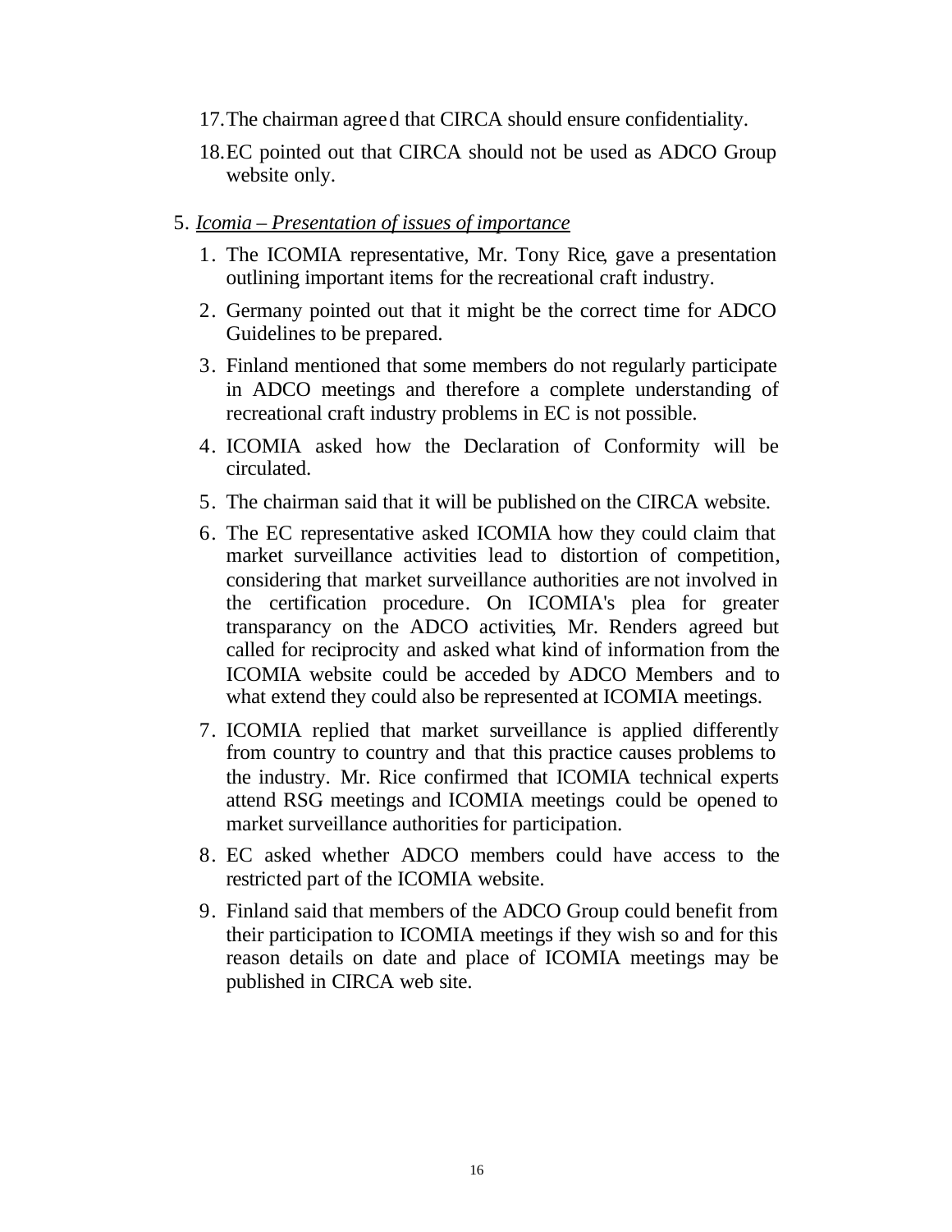17. The chairman agreed that CIRCA should ensure confidentiality.

18. EC pointed out that CIRCA should not be used as ADCO Group website only.

5. *Icomia – Presentation of issues of importance*

   1. The ICOMIA representative, Mr. Tony Rice, gave a presentation outlining important items for the recreational craft industry.

   2. Germany pointed out that it might be the correct time for ADCO Guidelines to be prepared.

   3. Finland mentioned that some members do not regularly participate in ADCO meetings and therefore a complete understanding of recreational craft industry problems in EC is not possible.

   4. ICOMIA asked how the Declaration of Conformity will be circulated.

   5. The chairman said that it will be published on the CIRCA website.

   6. The EC representative asked ICOMIA how they could claim that market surveillance activities lead to distortion of competition, considering that market surveillance authorities are not involved in the certification procedure. On ICOMIA's plea for greater transparancy on the ADCO activities, Mr. Renders agreed but called for reciprocity and asked what kind of information from the ICOMIA website could be acceded by ADCO Members and to what extend they could also be represented at ICOMIA meetings.

   7. ICOMIA replied that market surveillance is applied differently from country to country and that this practice causes problems to the industry. Mr. Rice confirmed that ICOMIA technical experts attend RSG meetings and ICOMIA meetings could be opened to market surveillance authorities for participation.

   8. EC asked whether ADCO members could have access to the restricted part of the ICOMIA website.

   9. Finland said that members of the ADCO Group could benefit from their participation to ICOMIA meetings if they wish so and for this reason details on date and place of ICOMIA meetings may be published in CIRCA web site.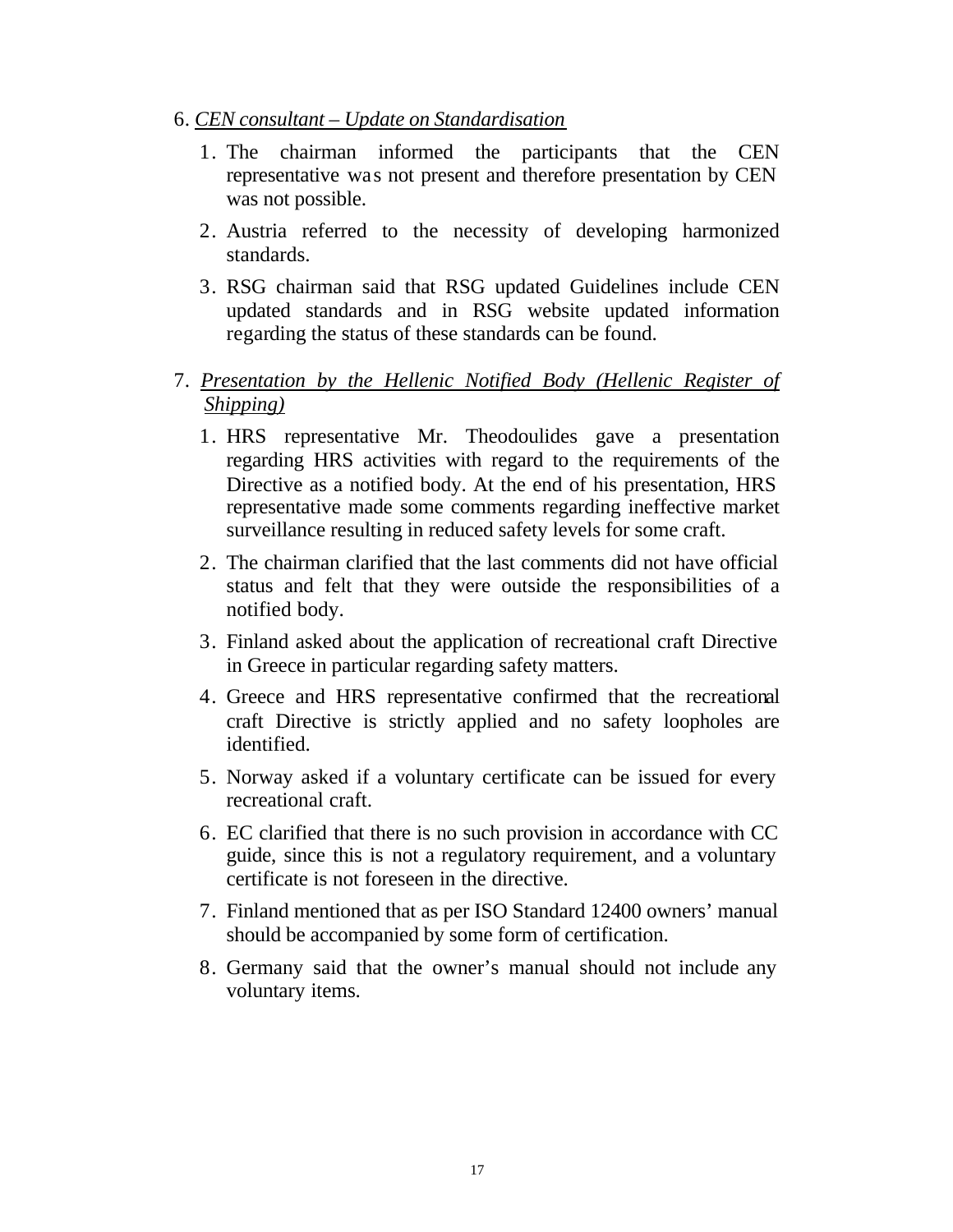6. *CEN consultant – Update on Standardisation*

    1. The chairman informed the participants that the CEN representative was not present and therefore presentation by CEN was not possible.
    2. Austria referred to the necessity of developing harmonized standards.
    3. RSG chairman said that RSG updated Guidelines include CEN updated standards and in RSG website updated information regarding the status of these standards can be found.

7. *Presentation by the Hellenic Notified Body (Hellenic Register of Shipping)*

    1. HRS representative Mr. Theodoulides gave a presentation regarding HRS activities with regard to the requirements of the Directive as a notified body. At the end of his presentation, HRS representative made some comments regarding ineffective market surveillance resulting in reduced safety levels for some craft.
    2. The chairman clarified that the last comments did not have official status and felt that they were outside the responsibilities of a notified body.
    3. Finland asked about the application of recreational craft Directive in Greece in particular regarding safety matters.
    4. Greece and HRS representative confirmed that the recreational craft Directive is strictly applied and no safety loopholes are identified.
    5. Norway asked if a voluntary certificate can be issued for every recreational craft.
    6. EC clarified that there is no such provision in accordance with CC guide, since this is not a regulatory requirement, and a voluntary certificate is not foreseen in the directive.
    7. Finland mentioned that as per ISO Standard 12400 owners' manual should be accompanied by some form of certification.
    8. Germany said that the owner's manual should not include any voluntary items.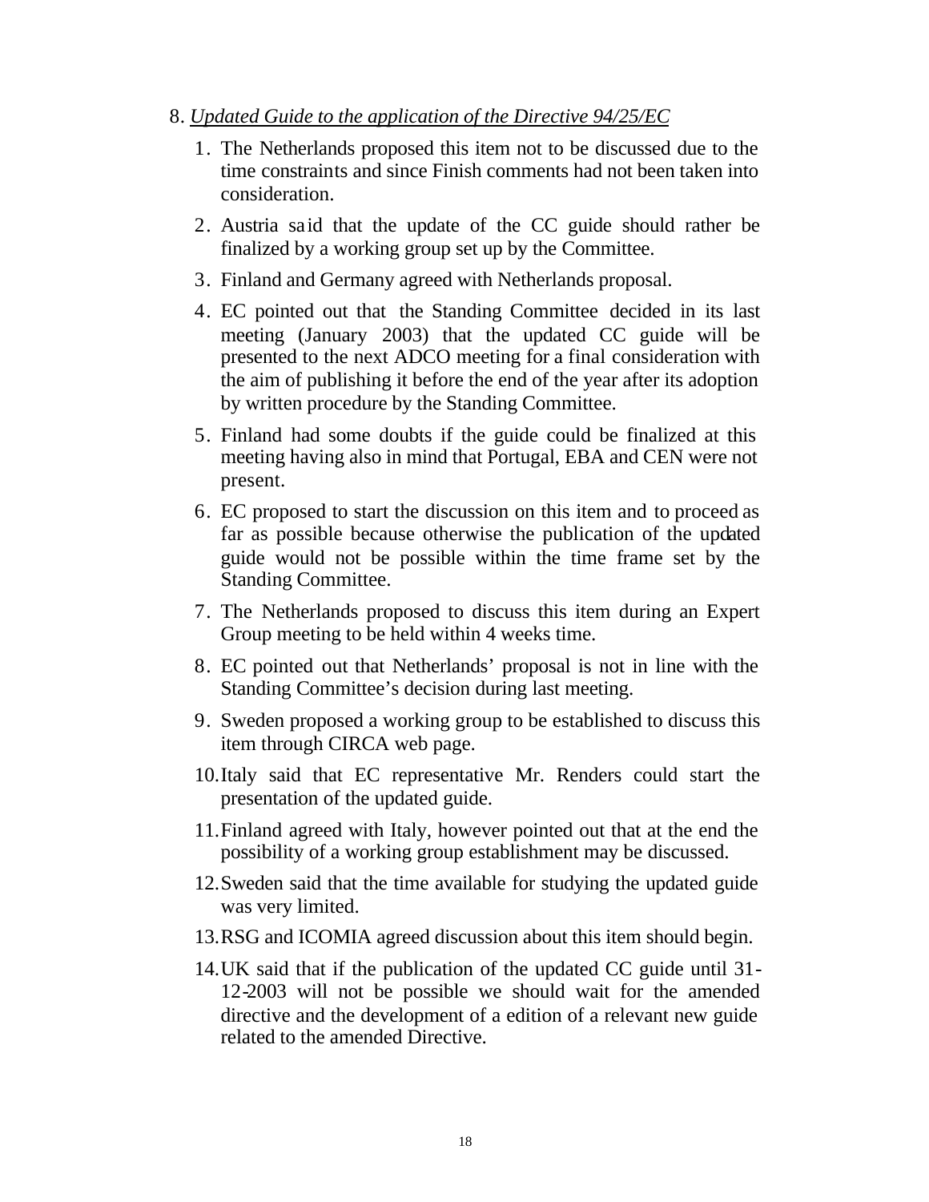8. *Updated Guide to the application of the Directive 94/25/EC*

    1. The Netherlands proposed this item not to be discussed due to the time constraints and since Finish comments had not been taken into consideration.
    2. Austria said that the update of the CC guide should rather be finalized by a working group set up by the Committee.
    3. Finland and Germany agreed with Netherlands proposal.
    4. EC pointed out that the Standing Committee decided in its last meeting (January 2003) that the updated CC guide will be presented to the next ADCO meeting for a final consideration with the aim of publishing it before the end of the year after its adoption by written procedure by the Standing Committee.
    5. Finland had some doubts if the guide could be finalized at this meeting having also in mind that Portugal, EBA and CEN were not present.
    6. EC proposed to start the discussion on this item and to proceed as far as possible because otherwise the publication of the updated guide would not be possible within the time frame set by the Standing Committee.
    7. The Netherlands proposed to discuss this item during an Expert Group meeting to be held within 4 weeks time.
    8. EC pointed out that Netherlands' proposal is not in line with the Standing Committee's decision during last meeting.
    9. Sweden proposed a working group to be established to discuss this item through CIRCA web page.
    10. Italy said that EC representative Mr. Renders could start the presentation of the updated guide.
    11. Finland agreed with Italy, however pointed out that at the end the possibility of a working group establishment may be discussed.
    12. Sweden said that the time available for studying the updated guide was very limited.
    13. RSG and ICOMIA agreed discussion about this item should begin.
    14. UK said that if the publication of the updated CC guide until 31-12-2003 will not be possible we should wait for the amended directive and the development of a edition of a relevant new guide related to the amended Directive.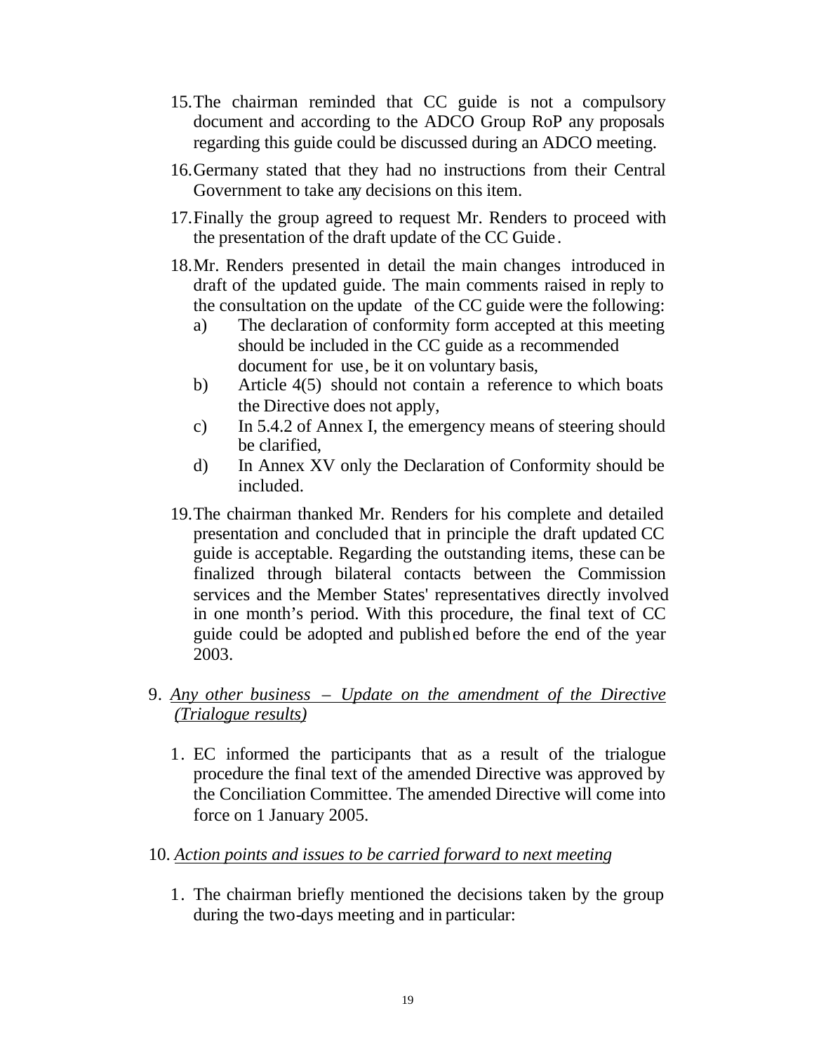15. The chairman reminded that CC guide is not a compulsory document and according to the ADCO Group RoP any proposals regarding this guide could be discussed during an ADCO meeting.

16. Germany stated that they had no instructions from their Central Government to take any decisions on this item.

17. Finally the group agreed to request Mr. Renders to proceed with the presentation of the draft update of the CC Guide.

18. Mr. Renders presented in detail the main changes introduced in draft of the updated guide. The main comments raised in reply to the consultation on the update of the CC guide were the following:
    a) The declaration of conformity form accepted at this meeting should be included in the CC guide as a recommended document for use, be it on voluntary basis,
    b) Article 4(5) should not contain a reference to which boats the Directive does not apply,
    c) In 5.4.2 of Annex I, the emergency means of steering should be clarified,
    d) In Annex XV only the Declaration of Conformity should be included.

19. The chairman thanked Mr. Renders for his complete and detailed presentation and concluded that in principle the draft updated CC guide is acceptable. Regarding the outstanding items, these can be finalized through bilateral contacts between the Commission services and the Member States' representatives directly involved in one month's period. With this procedure, the final text of CC guide could be adopted and published before the end of the year 2003.

9. <u>*Any other business – Update on the amendment of the Directive (Trialogue results)*</u>

    1. EC informed the participants that as a result of the trialogue procedure the final text of the amended Directive was approved by the Conciliation Committee. The amended Directive will come into force on 1 January 2005.

10. <u>*Action points and issues to be carried forward to next meeting*</u>

    1. The chairman briefly mentioned the decisions taken by the group during the two-days meeting and in particular: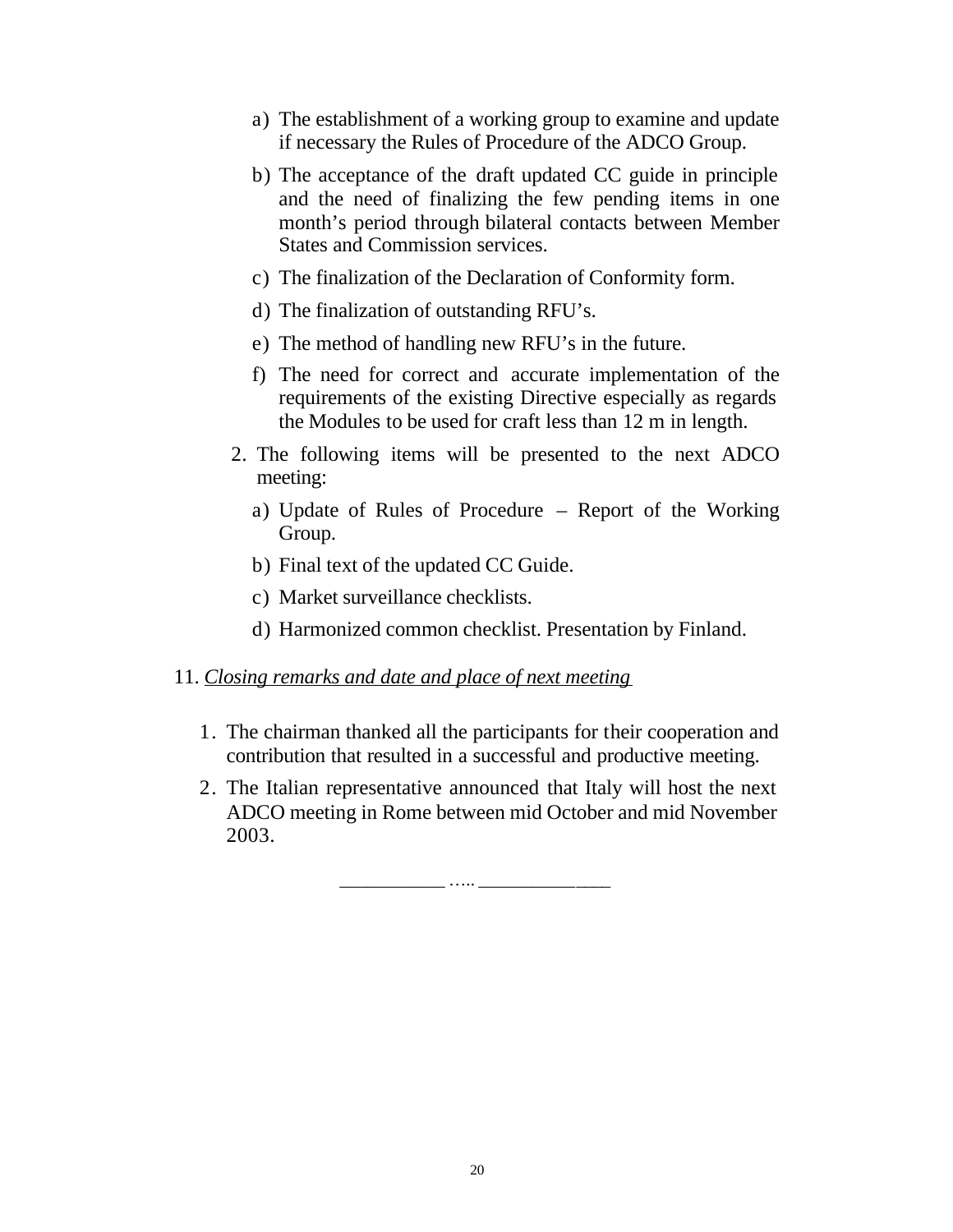a) The establishment of a working group to examine and update if necessary the Rules of Procedure of the ADCO Group.

b) The acceptance of the draft updated CC guide in principle and the need of finalizing the few pending items in one month's period through bilateral contacts between Member States and Commission services.

c) The finalization of the Declaration of Conformity form.

d) The finalization of outstanding RFU's.

e) The method of handling new RFU's in the future.

f) The need for correct and accurate implementation of the requirements of the existing Directive especially as regards the Modules to be used for craft less than 12 m in length.

2. The following items will be presented to the next ADCO meeting:

   a) Update of Rules of Procedure – Report of the Working Group.

   b) Final text of the updated CC Guide.

   c) Market surveillance checklists.

   d) Harmonized common checklist. Presentation by Finland.

11. *Closing remarks and date and place of next meeting*

1. The chairman thanked all the participants for their cooperation and contribution that resulted in a successful and productive meeting.
2. The Italian representative announced that Italy will host the next ADCO meeting in Rome between mid October and mid November 2003.

___________ ….. _____________